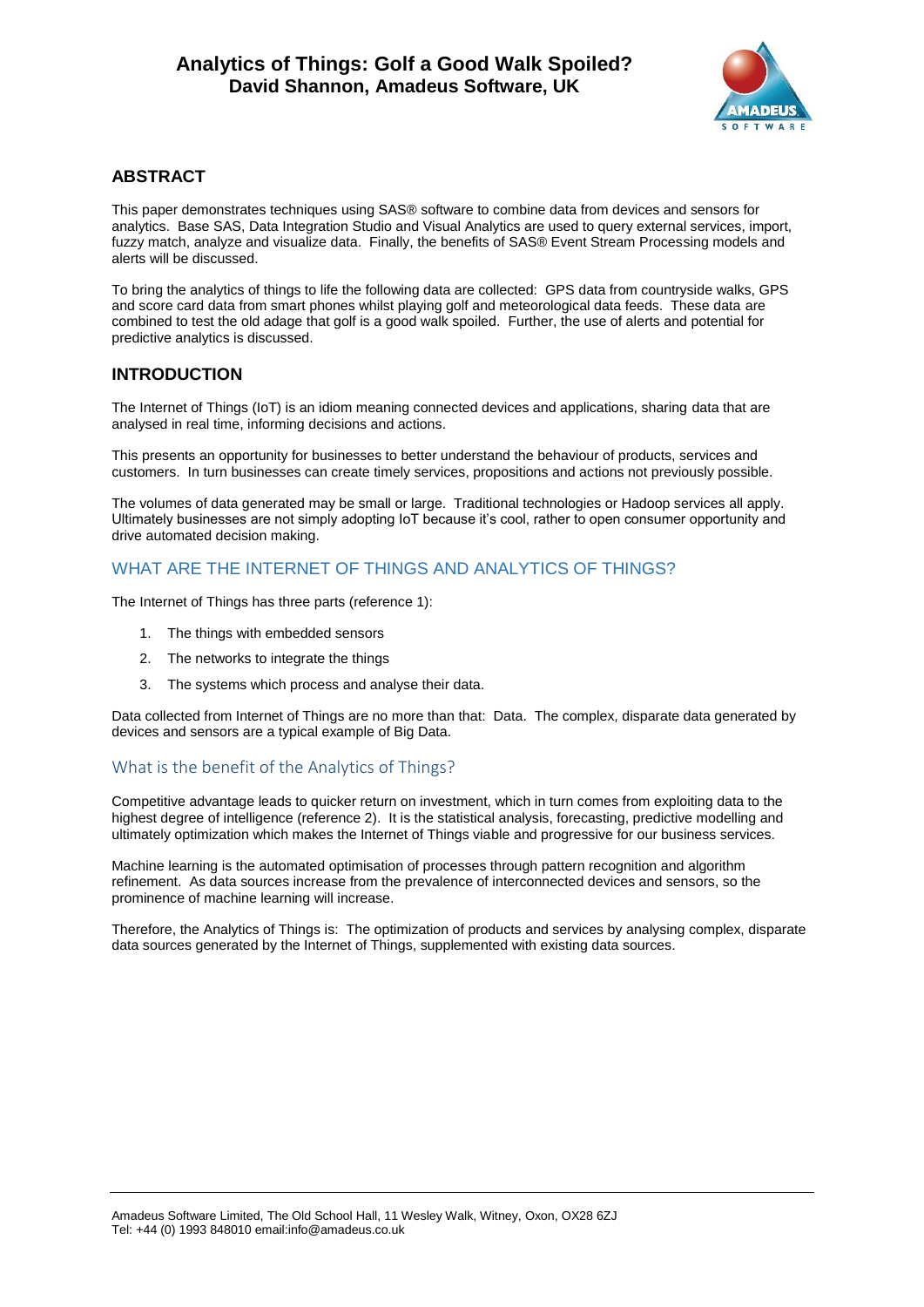# Analytics of Things: Golf a Good Walk Spoiled?

**David Shannon, Amadeus Software, UK**

## ABSTRACT

This paper demonstrates techniques using SAS® software to combine data from devices and sensors for analytics. Base SAS, Data Integration Studio and Visual Analytics are used to query external services, import, fuzzy match, analyze and visualize data. Finally, the benefits of SAS® Event Stream Processing models and alerts will be discussed.

To bring the analytics of things to life the following data are collected: GPS data from countryside walks, GPS and score card data from smart phones whilst playing golf and meteorological data feeds. These data are combined to test the old adage that golf is a good walk spoiled. Further, the use of alerts and potential for predictive analytics is discussed.

## INTRODUCTION

The Internet of Things (IoT) is an idiom meaning connected devices and applications, sharing data that are analysed in real time, informing decisions and actions.

This presents an opportunity for businesses to better understand the behaviour of products, services and customers. In turn businesses can create timely services, propositions and actions not previously possible.

The volumes of data generated may be small or large. Traditional technologies or Hadoop services all apply. Ultimately businesses are not simply adopting IoT because it's cool, rather to open consumer opportunity and drive automated decision making.

### WHAT ARE THE INTERNET OF THINGS AND ANALYTICS OF THINGS?

The Internet of Things has three parts (reference 1):

1. The things with embedded sensors
2. The networks to integrate the things
3. The systems which process and analyse their data.

Data collected from Internet of Things are no more than that: Data. The complex, disparate data generated by devices and sensors are a typical example of Big Data.

#### What is the benefit of the Analytics of Things?

Competitive advantage leads to quicker return on investment, which in turn comes from exploiting data to the highest degree of intelligence (reference 2). It is the statistical analysis, forecasting, predictive modelling and ultimately optimization which makes the Internet of Things viable and progressive for our business services.

Machine learning is the automated optimisation of processes through pattern recognition and algorithm refinement. As data sources increase from the prevalence of interconnected devices and sensors, so the prominence of machine learning will increase.

Therefore, the Analytics of Things is: The optimization of products and services by analysing complex, disparate data sources generated by the Internet of Things, supplemented with existing data sources.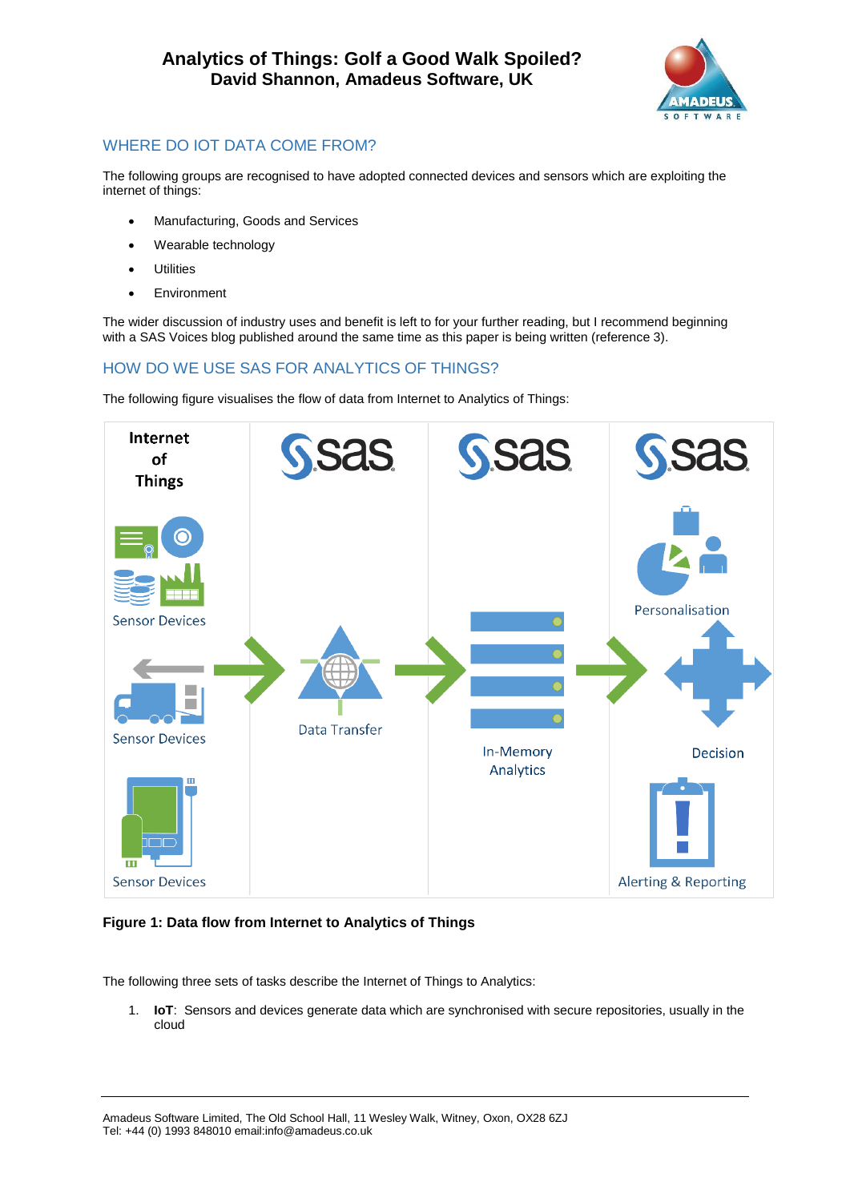## WHERE DO IOT DATA COME FROM?

The following groups are recognised to have adopted connected devices and sensors which are exploiting the internet of things:

- Manufacturing, Goods and Services
- Wearable technology
- Utilities
- Environment

The wider discussion of industry uses and benefit is left to for your further reading, but I recommend beginning with a SAS Voices blog published around the same time as this paper is being written (reference 3).

## HOW DO WE USE SAS FOR ANALYTICS OF THINGS?

The following figure visualises the flow of data from Internet to Analytics of Things:

**Figure 1: Data flow from Internet to Analytics of Things**

The following three sets of tasks describe the Internet of Things to Analytics:

1. **IoT**: Sensors and devices generate data which are synchronised with secure repositories, usually in the cloud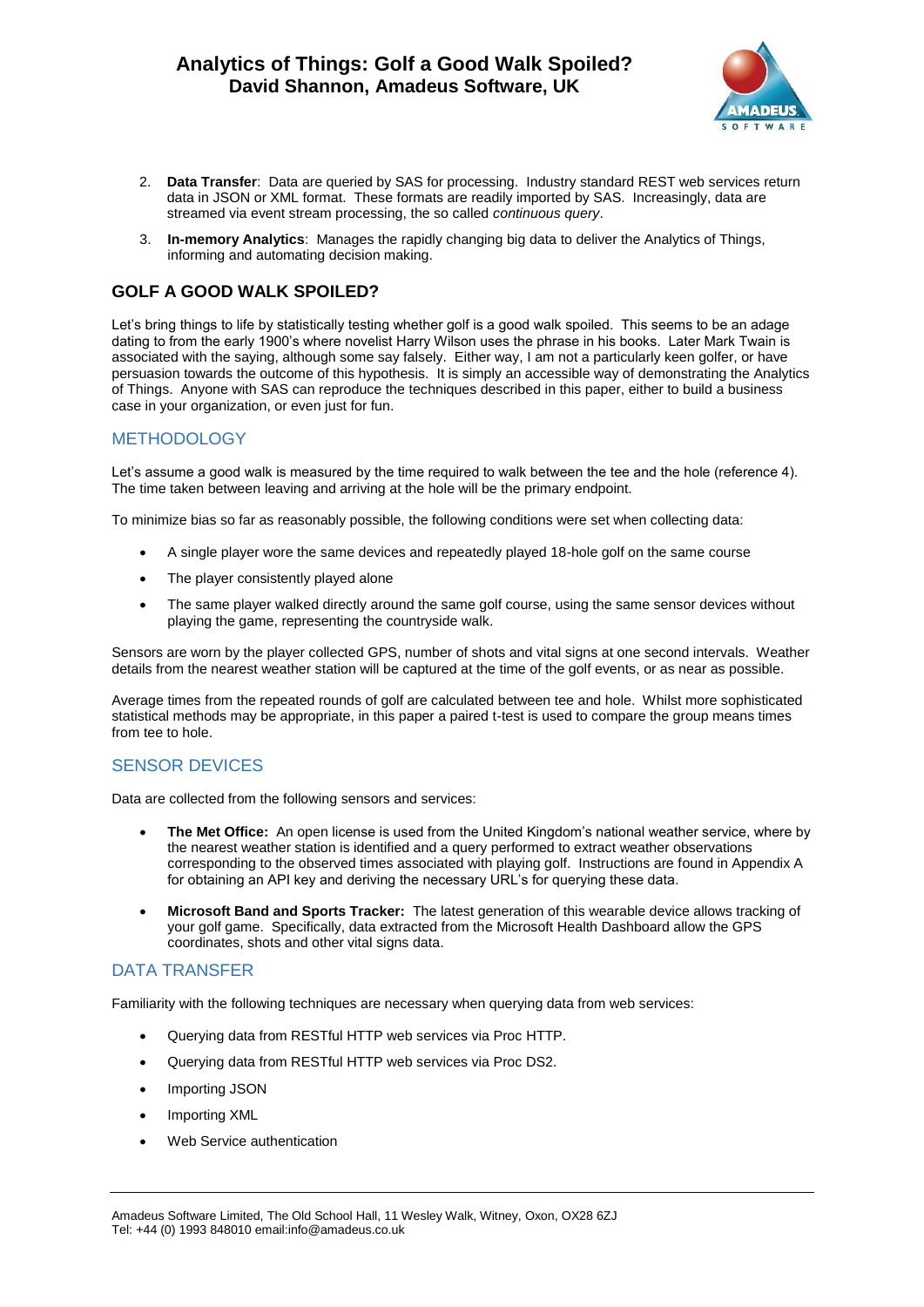2. **Data Transfer**: Data are queried by SAS for processing. Industry standard REST web services return data in JSON or XML format. These formats are readily imported by SAS. Increasingly, data are streamed via event stream processing, the so called *continuous query*.
3. **In-memory Analytics**: Manages the rapidly changing big data to deliver the Analytics of Things, informing and automating decision making.

## GOLF A GOOD WALK SPOILED?

Let's bring things to life by statistically testing whether golf is a good walk spoiled. This seems to be an adage dating to from the early 1900's where novelist Harry Wilson uses the phrase in his books. Later Mark Twain is associated with the saying, although some say falsely. Either way, I am not a particularly keen golfer, or have persuasion towards the outcome of this hypothesis. It is simply an accessible way of demonstrating the Analytics of Things. Anyone with SAS can reproduce the techniques described in this paper, either to build a business case in your organization, or even just for fun.

### METHODOLOGY

Let's assume a good walk is measured by the time required to walk between the tee and the hole (reference 4). The time taken between leaving and arriving at the hole will be the primary endpoint.

To minimize bias so far as reasonably possible, the following conditions were set when collecting data:

- A single player wore the same devices and repeatedly played 18-hole golf on the same course
- The player consistently played alone
- The same player walked directly around the same golf course, using the same sensor devices without playing the game, representing the countryside walk.

Sensors are worn by the player collected GPS, number of shots and vital signs at one second intervals. Weather details from the nearest weather station will be captured at the time of the golf events, or as near as possible.

Average times from the repeated rounds of golf are calculated between tee and hole. Whilst more sophisticated statistical methods may be appropriate, in this paper a paired t-test is used to compare the group means times from tee to hole.

### SENSOR DEVICES

Data are collected from the following sensors and services:

- **The Met Office:** An open license is used from the United Kingdom's national weather service, where by the nearest weather station is identified and a query performed to extract weather observations corresponding to the observed times associated with playing golf. Instructions are found in Appendix A for obtaining an API key and deriving the necessary URL's for querying these data.
- **Microsoft Band and Sports Tracker:** The latest generation of this wearable device allows tracking of your golf game. Specifically, data extracted from the Microsoft Health Dashboard allow the GPS coordinates, shots and other vital signs data.

### DATA TRANSFER

Familiarity with the following techniques are necessary when querying data from web services:

- Querying data from RESTful HTTP web services via Proc HTTP.
- Querying data from RESTful HTTP web services via Proc DS2.
- Importing JSON
- Importing XML
- Web Service authentication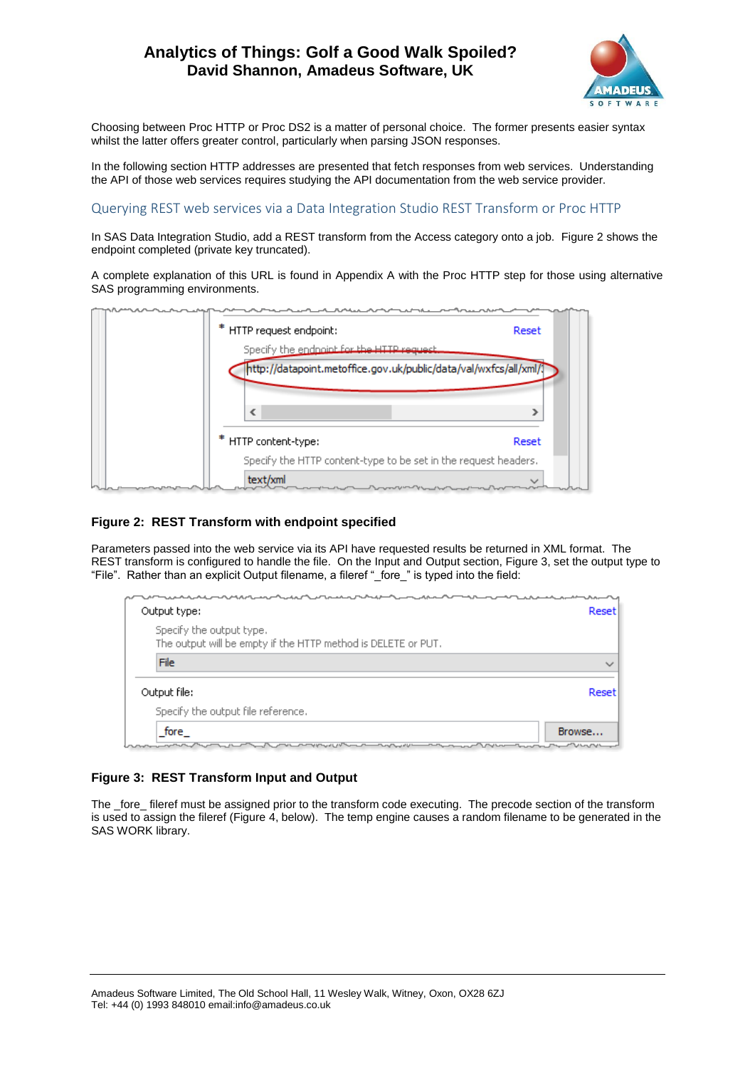Choosing between Proc HTTP or Proc DS2 is a matter of personal choice. The former presents easier syntax whilst the latter offers greater control, particularly when parsing JSON responses.

In the following section HTTP addresses are presented that fetch responses from web services. Understanding the API of those web services requires studying the API documentation from the web service provider.

## Querying REST web services via a Data Integration Studio REST Transform or Proc HTTP

In SAS Data Integration Studio, add a REST transform from the Access category onto a job. Figure 2 shows the endpoint completed (private key truncated).

A complete explanation of this URL is found in Appendix A with the Proc HTTP step for those using alternative SAS programming environments.

**Figure 2: REST Transform with endpoint specified**

Parameters passed into the web service via its API have requested results be returned in XML format. The REST transform is configured to handle the file. On the Input and Output section, Figure 3, set the output type to "File". Rather than an explicit Output filename, a fileref "_fore_" is typed into the field:

**Figure 3: REST Transform Input and Output**

The _fore_ fileref must be assigned prior to the transform code executing. The precode section of the transform is used to assign the fileref (Figure 4, below). The temp engine causes a random filename to be generated in the SAS WORK library.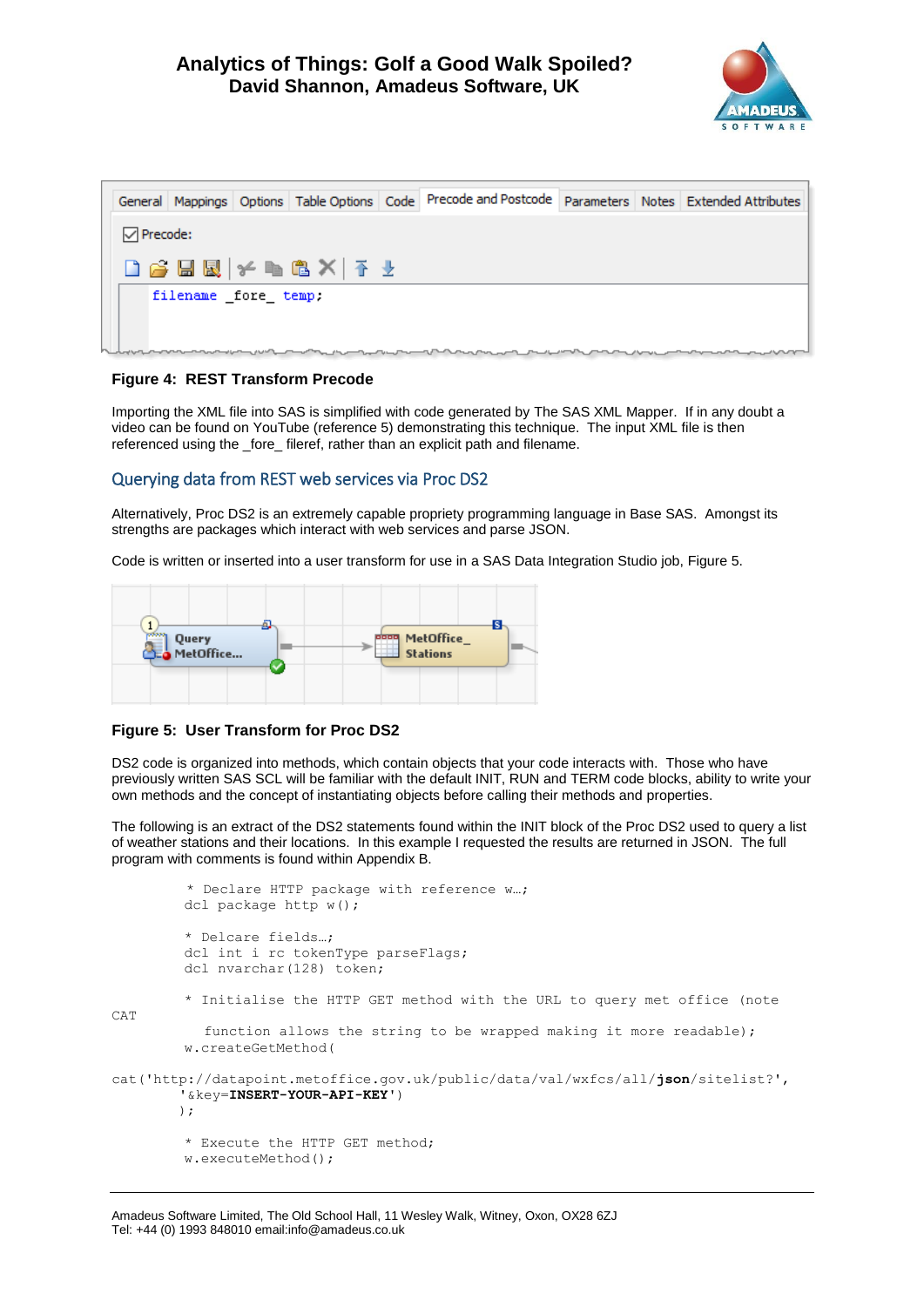Figure 4: REST Transform Precode

Importing the XML file into SAS is simplified with code generated by The SAS XML Mapper. If in any doubt a video can be found on YouTube (reference 5) demonstrating this technique. The input XML file is then referenced using the _fore_ fileref, rather than an explicit path and filename.

## Querying data from REST web services via Proc DS2

Alternatively, Proc DS2 is an extremely capable propriety programming language in Base SAS. Amongst its strengths are packages which interact with web services and parse JSON.

Code is written or inserted into a user transform for use in a SAS Data Integration Studio job, Figure 5.

**Figure 5: User Transform for Proc DS2**

DS2 code is organized into methods, which contain objects that your code interacts with. Those who have previously written SAS SCL will be familiar with the default INIT, RUN and TERM code blocks, ability to write your own methods and the concept of instantiating objects before calling their methods and properties.

The following is an extract of the DS2 statements found within the INIT block of the Proc DS2 used to query a list of weather stations and their locations. In this example I requested the results are returned in JSON. The full program with comments is found within Appendix B.

```
* Declare HTTP package with reference w…;
dcl package http w();

* Delcare fields…;
dcl int i rc tokenType parseFlags;
dcl nvarchar(128) token;

* Initialise the HTTP GET method with the URL to query met office (note CAT
  function allows the string to be wrapped making it more readable);
w.createGetMethod(
cat('http://datapoint.metoffice.gov.uk/public/data/val/wxfcs/all/json/sitelist?',
    '&key=INSERT-YOUR-API-KEY')
);

* Execute the HTTP GET method;
w.executeMethod();
```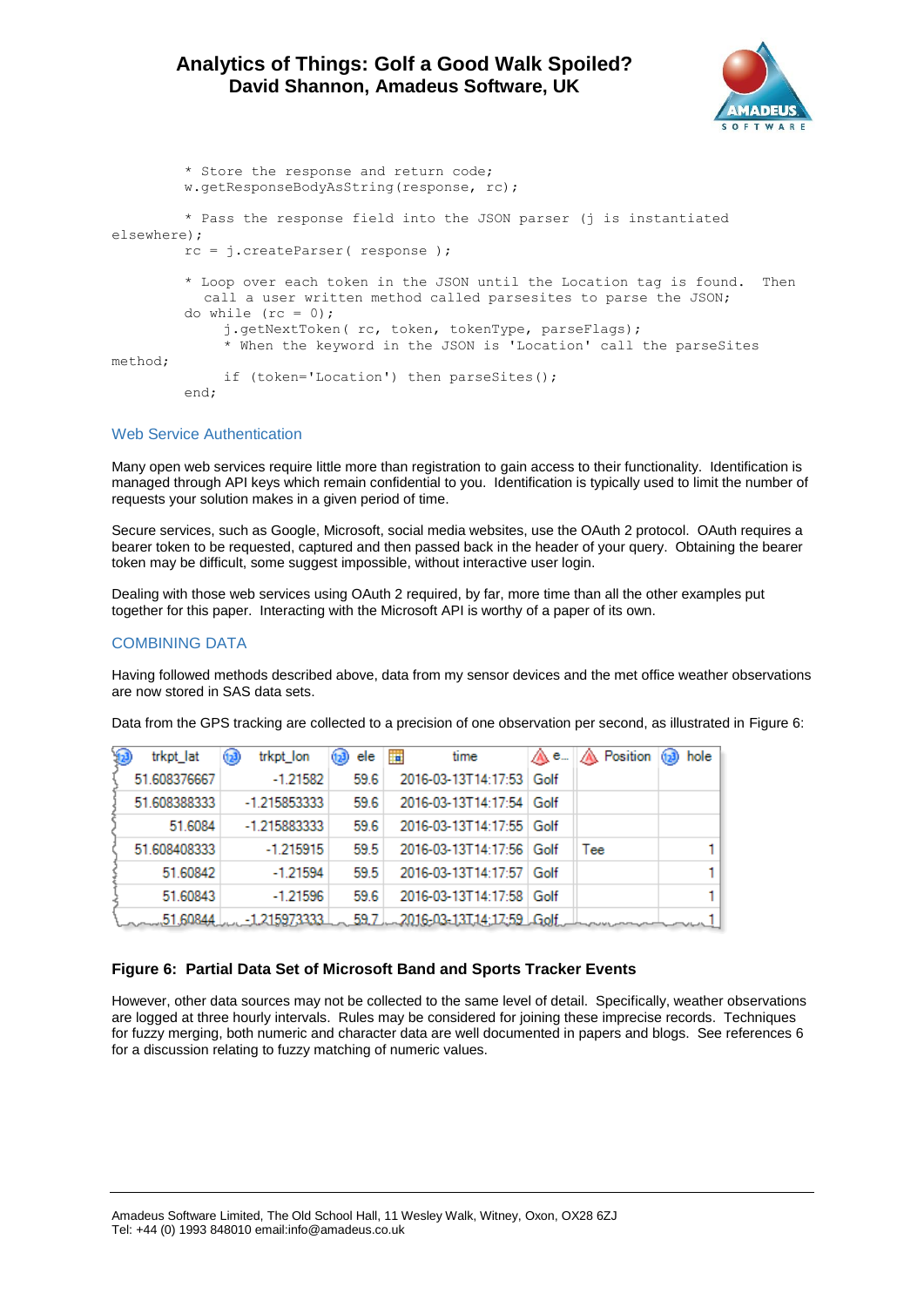```
        * Store the response and return code;
        w.getResponseBodyAsString(response, rc);

        * Pass the response field into the JSON parser (j is instantiated
elsewhere);
        rc = j.createParser( response );

        * Loop over each token in the JSON until the Location tag is found.  Then
          call a user written method called parsesites to parse the JSON;
        do while (rc = 0);
            j.getNextToken( rc, token, tokenType, parseFlags);
            * When the keyword in the JSON is 'Location' call the parseSites
method;
            if (token='Location') then parseSites();
        end;
```

### Web Service Authentication

Many open web services require little more than registration to gain access to their functionality. Identification is managed through API keys which remain confidential to you. Identification is typically used to limit the number of requests your solution makes in a given period of time.

Secure services, such as Google, Microsoft, social media websites, use the OAuth 2 protocol. OAuth requires a bearer token to be requested, captured and then passed back in the header of your query. Obtaining the bearer token may be difficult, some suggest impossible, without interactive user login.

Dealing with those web services using OAuth 2 required, by far, more time than all the other examples put together for this paper. Interacting with the Microsoft API is worthy of a paper of its own.

## COMBINING DATA

Having followed methods described above, data from my sensor devices and the met office weather observations are now stored in SAS data sets.

Data from the GPS tracking are collected to a precision of one observation per second, as illustrated in Figure 6:

| trkpt_lat | trkpt_lon | ele | time | e... | Position | hole |
|---|---|---|---|---|---|---|
| 51.608376667 | -1.21582 | 59.6 | 2016-03-13T14:17:53 | Golf | | |
| 51.608388333 | -1.215853333 | 59.6 | 2016-03-13T14:17:54 | Golf | | |
| 51.6084 | -1.215883333 | 59.6 | 2016-03-13T14:17:55 | Golf | | |
| 51.608408333 | -1.215915 | 59.5 | 2016-03-13T14:17:56 | Golf | Tee | 1 |
| 51.60842 | -1.21594 | 59.5 | 2016-03-13T14:17:57 | Golf | | 1 |
| 51.60843 | -1.21596 | 59.6 | 2016-03-13T14:17:58 | Golf | | 1 |
| 51.60844 | -1.215973333 | 59.7 | 2016-03-13T14:17:59 | Golf | | 1 |

**Figure 6: Partial Data Set of Microsoft Band and Sports Tracker Events**

However, other data sources may not be collected to the same level of detail. Specifically, weather observations are logged at three hourly intervals. Rules may be considered for joining these imprecise records. Techniques for fuzzy merging, both numeric and character data are well documented in papers and blogs. See references 6 for a discussion relating to fuzzy matching of numeric values.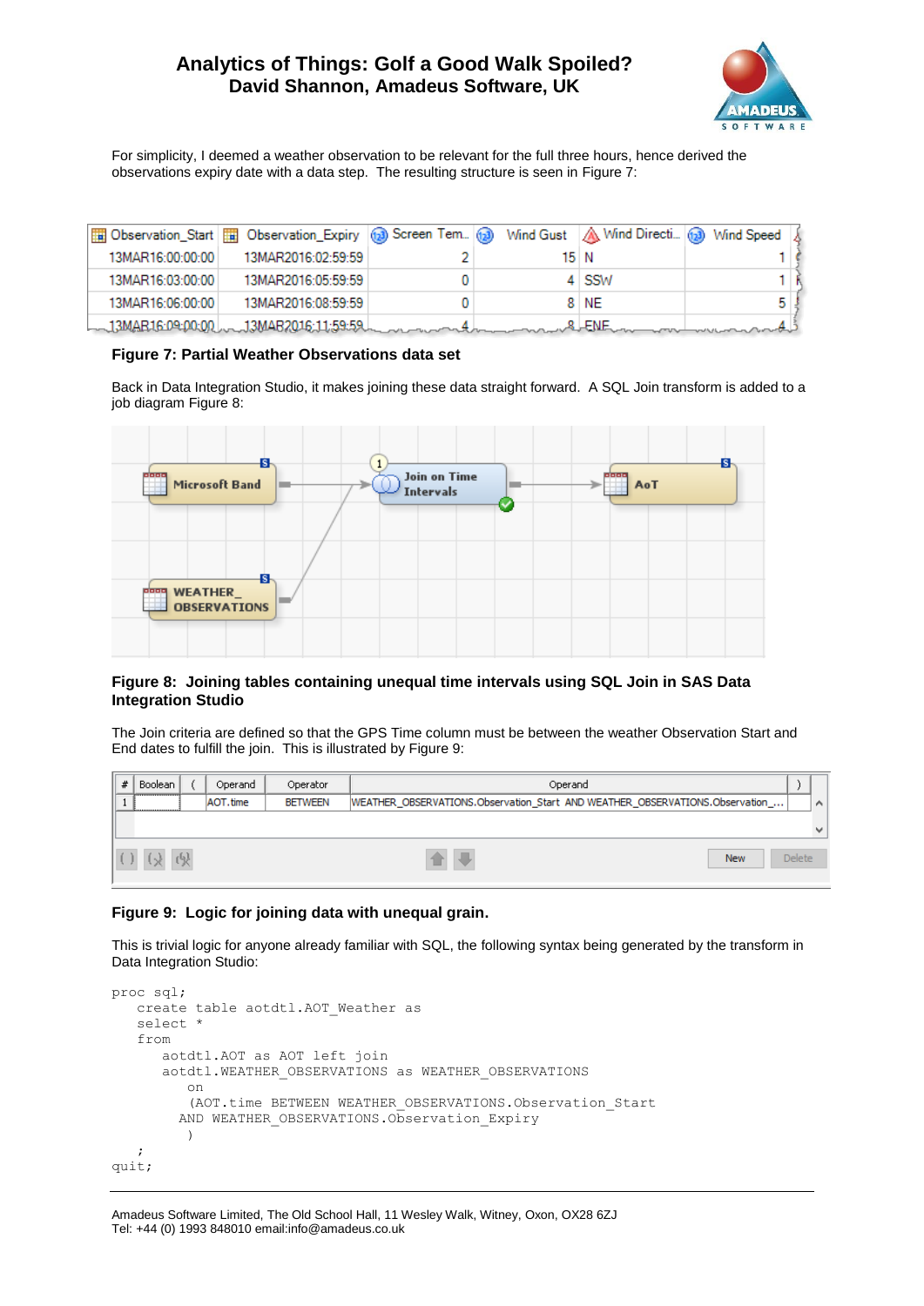For simplicity, I deemed a weather observation to be relevant for the full three hours, hence derived the observations expiry date with a data step. The resulting structure is seen in Figure 7:

| Observation_Start | Observation_Expiry | Screen Tem... | Wind Gust | Wind Directi... | Wind Speed |
|---|---|---|---|---|---|
| 13MAR16:00:00:00 | 13MAR2016:02:59:59 | 2 | 15 | N | 1 |
| 13MAR16:03:00:00 | 13MAR2016:05:59:59 | 0 | 4 | SSW | 1 |
| 13MAR16:06:00:00 | 13MAR2016:08:59:59 | 0 | 8 | NE | 5 |
| 13MAR16:09:00:00 | 13MAR2016:11:59:59 | 4 | 8 | ENE | 4 |

**Figure 7: Partial Weather Observations data set**

Back in Data Integration Studio, it makes joining these data straight forward. A SQL Join transform is added to a job diagram Figure 8:

**Figure 8: Joining tables containing unequal time intervals using SQL Join in SAS Data Integration Studio**

The Join criteria are defined so that the GPS Time column must be between the weather Observation Start and End dates to fulfill the join. This is illustrated by Figure 9:

| # | Boolean | ( | Operand | Operator | Operand | ) |
|---|---|---|---|---|---|---|
| 1 | | | AOT.time | BETWEEN | WEATHER_OBSERVATIONS.Observation_Start AND WEATHER_OBSERVATIONS.Observation_... | |

**Figure 9: Logic for joining data with unequal grain.**

This is trivial logic for anyone already familiar with SQL, the following syntax being generated by the transform in Data Integration Studio:

```
proc sql;
   create table aotdtl.AOT_Weather as
   select *
   from
      aotdtl.AOT as AOT left join
      aotdtl.WEATHER_OBSERVATIONS as WEATHER_OBSERVATIONS
         on
         (AOT.time BETWEEN WEATHER_OBSERVATIONS.Observation_Start
        AND WEATHER_OBSERVATIONS.Observation_Expiry
         )
   ;
quit;
```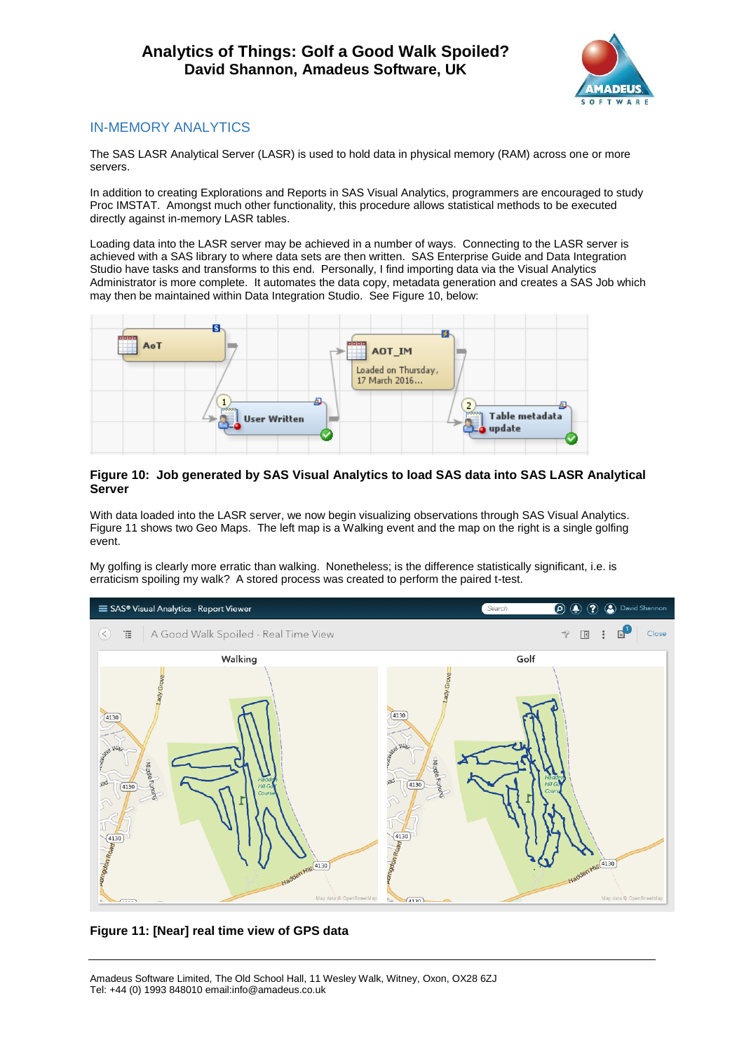## IN-MEMORY ANALYTICS

The SAS LASR Analytical Server (LASR) is used to hold data in physical memory (RAM) across one or more servers.

In addition to creating Explorations and Reports in SAS Visual Analytics, programmers are encouraged to study Proc IMSTAT. Amongst much other functionality, this procedure allows statistical methods to be executed directly against in-memory LASR tables.

Loading data into the LASR server may be achieved in a number of ways. Connecting to the LASR server is achieved with a SAS library to where data sets are then written. SAS Enterprise Guide and Data Integration Studio have tasks and transforms to this end. Personally, I find importing data via the Visual Analytics Administrator is more complete. It automates the data copy, metadata generation and creates a SAS Job which may then be maintained within Data Integration Studio. See Figure 10, below:

**Figure 10: Job generated by SAS Visual Analytics to load SAS data into SAS LASR Analytical Server**

With data loaded into the LASR server, we now begin visualizing observations through SAS Visual Analytics. Figure 11 shows two Geo Maps. The left map is a Walking event and the map on the right is a single golfing event.

My golfing is clearly more erratic than walking. Nonetheless; is the difference statistically significant, i.e. is erraticism spoiling my walk? A stored process was created to perform the paired t-test.

**Figure 11: [Near] real time view of GPS data**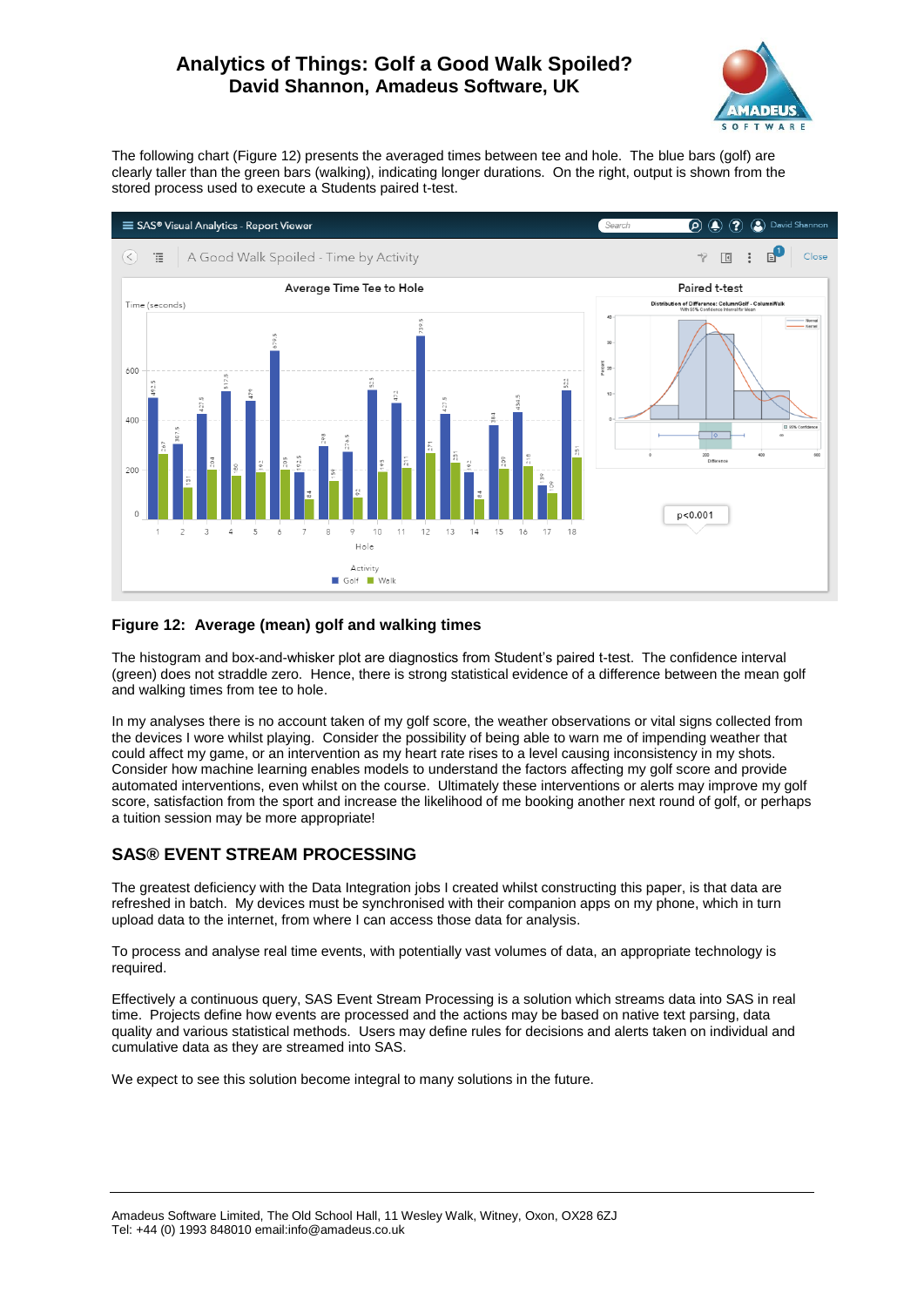The following chart (Figure 12) presents the averaged times between tee and hole. The blue bars (golf) are clearly taller than the green bars (walking), indicating longer durations. On the right, output is shown from the stored process used to execute a Students paired t-test.

**Figure 12: Average (mean) golf and walking times**

The histogram and box-and-whisker plot are diagnostics from Student's paired t-test. The confidence interval (green) does not straddle zero. Hence, there is strong statistical evidence of a difference between the mean golf and walking times from tee to hole.

In my analyses there is no account taken of my golf score, the weather observations or vital signs collected from the devices I wore whilst playing. Consider the possibility of being able to warn me of impending weather that could affect my game, or an intervention as my heart rate rises to a level causing inconsistency in my shots. Consider how machine learning enables models to understand the factors affecting my golf score and provide automated interventions, even whilst on the course. Ultimately these interventions or alerts may improve my golf score, satisfaction from the sport and increase the likelihood of me booking another next round of golf, or perhaps a tuition session may be more appropriate!

## SAS® EVENT STREAM PROCESSING

The greatest deficiency with the Data Integration jobs I created whilst constructing this paper, is that data are refreshed in batch. My devices must be synchronised with their companion apps on my phone, which in turn upload data to the internet, from where I can access those data for analysis.

To process and analyse real time events, with potentially vast volumes of data, an appropriate technology is required.

Effectively a continuous query, SAS Event Stream Processing is a solution which streams data into SAS in real time. Projects define how events are processed and the actions may be based on native text parsing, data quality and various statistical methods. Users may define rules for decisions and alerts taken on individual and cumulative data as they are streamed into SAS.

We expect to see this solution become integral to many solutions in the future.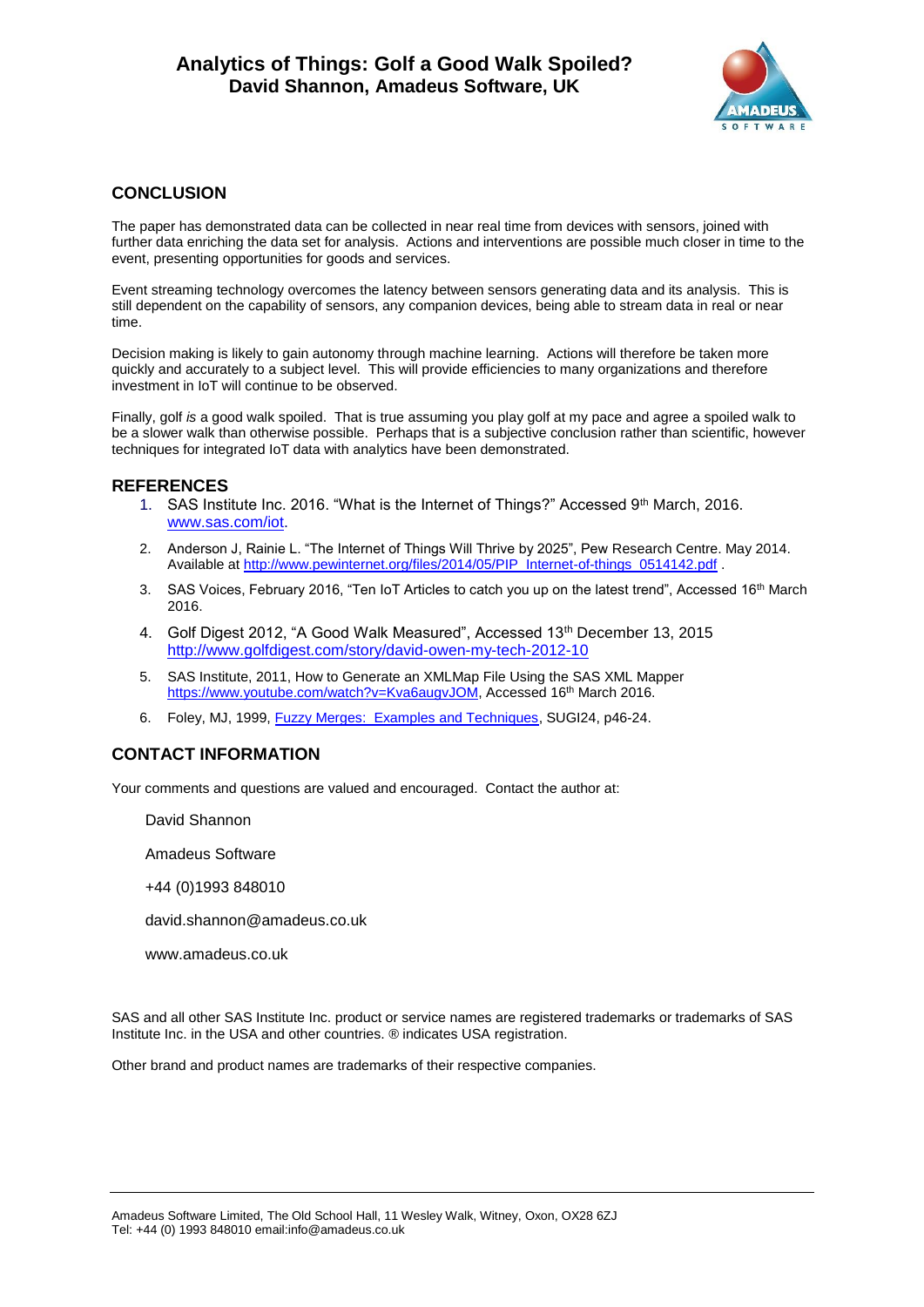## CONCLUSION

The paper has demonstrated data can be collected in near real time from devices with sensors, joined with further data enriching the data set for analysis. Actions and interventions are possible much closer in time to the event, presenting opportunities for goods and services.

Event streaming technology overcomes the latency between sensors generating data and its analysis. This is still dependent on the capability of sensors, any companion devices, being able to stream data in real or near time.

Decision making is likely to gain autonomy through machine learning. Actions will therefore be taken more quickly and accurately to a subject level. This will provide efficiencies to many organizations and therefore investment in IoT will continue to be observed.

Finally, golf *is* a good walk spoiled. That is true assuming you play golf at my pace and agree a spoiled walk to be a slower walk than otherwise possible. Perhaps that is a subjective conclusion rather than scientific, however techniques for integrated IoT data with analytics have been demonstrated.

## REFERENCES

1. SAS Institute Inc. 2016. "What is the Internet of Things?" Accessed 9th March, 2016. www.sas.com/iot.
2. Anderson J, Rainie L. "The Internet of Things Will Thrive by 2025", Pew Research Centre. May 2014. Available at http://www.pewinternet.org/files/2014/05/PIP_Internet-of-things_0514142.pdf .
3. SAS Voices, February 2016, "Ten IoT Articles to catch you up on the latest trend", Accessed 16th March 2016.
4. Golf Digest 2012, "A Good Walk Measured", Accessed 13th December 13, 2015 http://www.golfdigest.com/story/david-owen-my-tech-2012-10
5. SAS Institute, 2011, How to Generate an XMLMap File Using the SAS XML Mapper https://www.youtube.com/watch?v=Kva6augvJOM, Accessed 16th March 2016.
6. Foley, MJ, 1999, Fuzzy Merges: Examples and Techniques, SUGI24, p46-24.

## CONTACT INFORMATION

Your comments and questions are valued and encouraged. Contact the author at:

David Shannon

Amadeus Software

+44 (0)1993 848010

david.shannon@amadeus.co.uk

www.amadeus.co.uk

SAS and all other SAS Institute Inc. product or service names are registered trademarks or trademarks of SAS Institute Inc. in the USA and other countries. ® indicates USA registration.

Other brand and product names are trademarks of their respective companies.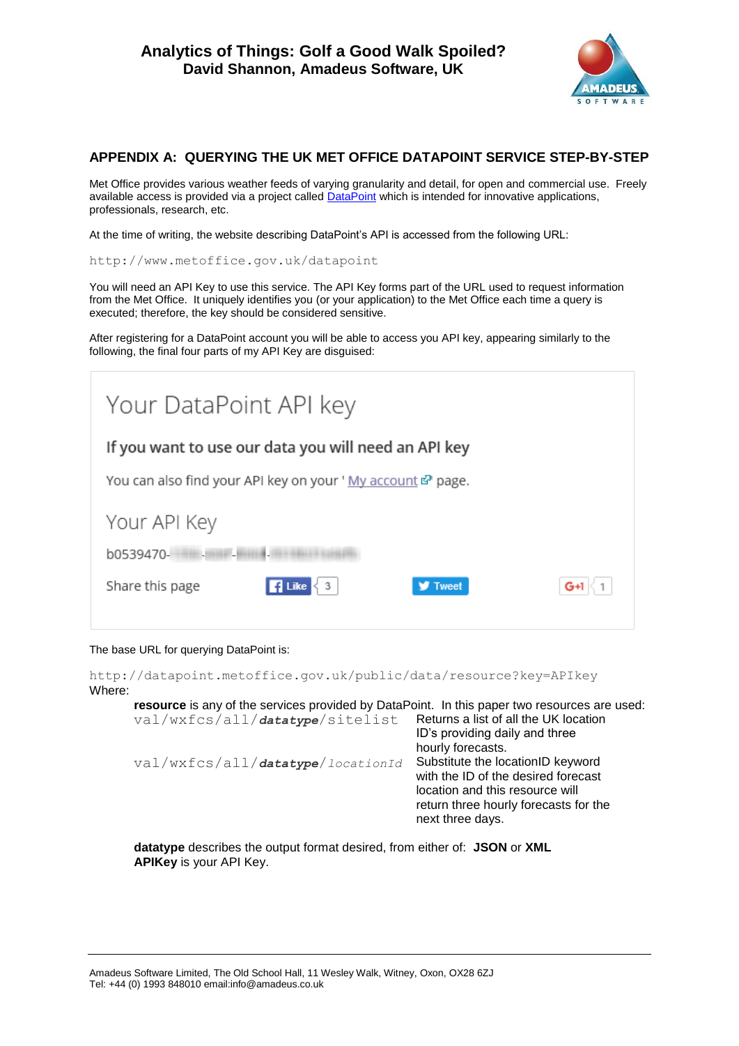## APPENDIX A: QUERYING THE UK MET OFFICE DATAPOINT SERVICE STEP-BY-STEP

Met Office provides various weather feeds of varying granularity and detail, for open and commercial use. Freely available access is provided via a project called DataPoint which is intended for innovative applications, professionals, research, etc.

At the time of writing, the website describing DataPoint's API is accessed from the following URL:

```
http://www.metoffice.gov.uk/datapoint
```

You will need an API Key to use this service. The API Key forms part of the URL used to request information from the Met Office. It uniquely identifies you (or your application) to the Met Office each time a query is executed; therefore, the key should be considered sensitive.

After registering for a DataPoint account you will be able to access you API key, appearing similarly to the following, the final four parts of my API Key are disguised:

Your DataPoint API key

**If you want to use our data you will need an API key**

You can also find your API key on your ' My account page.

Your API Key

b0539470-

Share this page

The base URL for querying DataPoint is:

```
http://datapoint.metoffice.gov.uk/public/data/resource?key=APIkey
```

Where:

**resource** is any of the services provided by DataPoint. In this paper two resources are used:

| | |
|---|---|
| `val/wxfcs/all/`***datatype***`/sitelist` | Returns a list of all the UK location ID's providing daily and three hourly forecasts. |
| `val/wxfcs/all/`***datatype***`/`*`locationId`* | Substitute the locationID keyword with the ID of the desired forecast location and this resource will return three hourly forecasts for the next three days. |

**datatype** describes the output format desired, from either of: **JSON** or **XML**
**APIKey** is your API Key.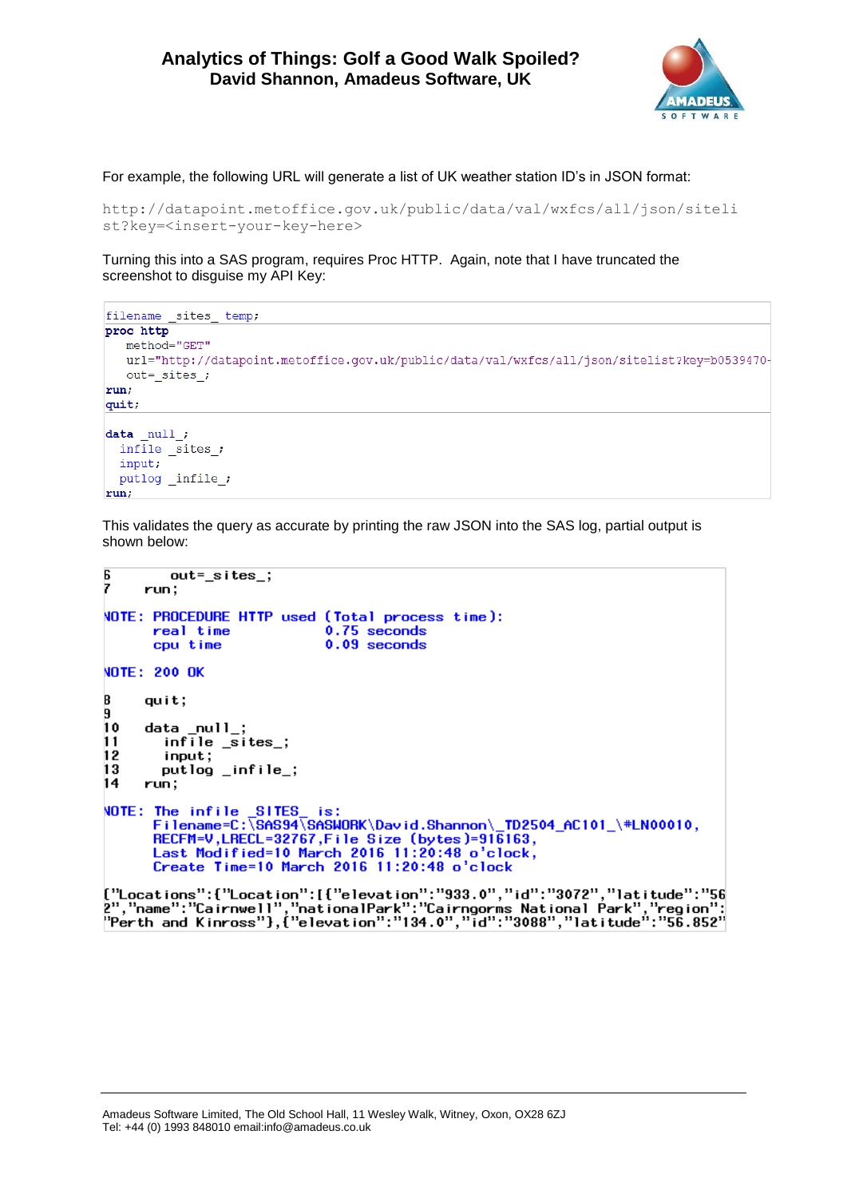For example, the following URL will generate a list of UK weather station ID's in JSON format:

```
http://datapoint.metoffice.gov.uk/public/data/val/wxfcs/all/json/siteli
st?key=<insert-your-key-here>
```

Turning this into a SAS program, requires Proc HTTP. Again, note that I have truncated the screenshot to disguise my API Key:

```
filename _sites_ temp;
proc http
   method="GET"
   url="http://datapoint.metoffice.gov.uk/public/data/val/wxfcs/all/json/sitelist?key=b0539470-
   out=_sites_;
run;
quit;

data _null_;
  infile _sites_;
  input;
  putlog _infile_;
run;
```

This validates the query as accurate by printing the raw JSON into the SAS log, partial output is shown below:

```
6        out=_sites_;
7     run;

NOTE: PROCEDURE HTTP used (Total process time):
      real time           0.75 seconds
      cpu time            0.09 seconds

NOTE: 200 OK

8     quit;
9
10    data _null_;
11      infile _sites_;
12      input;
13      putlog _infile_;
14    run;

NOTE: The infile _SITES_ is:
      Filename=C:\SAS94\SASWORK\David.Shannon\_TD2504_AC101_\#LN00010,
      RECFM=V,LRECL=32767,File Size (bytes)=916163,
      Last Modified=10 March 2016 11:20:48 o'clock,
      Create Time=10 March 2016 11:20:48 o'clock

{"Locations":{"Location":[{"elevation":"933.0","id":"3072","latitude":"56
2","name":"Cairnwell","nationalPark":"Cairngorms National Park","region":
"Perth and Kinross"},{"elevation":"134.0","id":"3088","latitude":"56.852"
```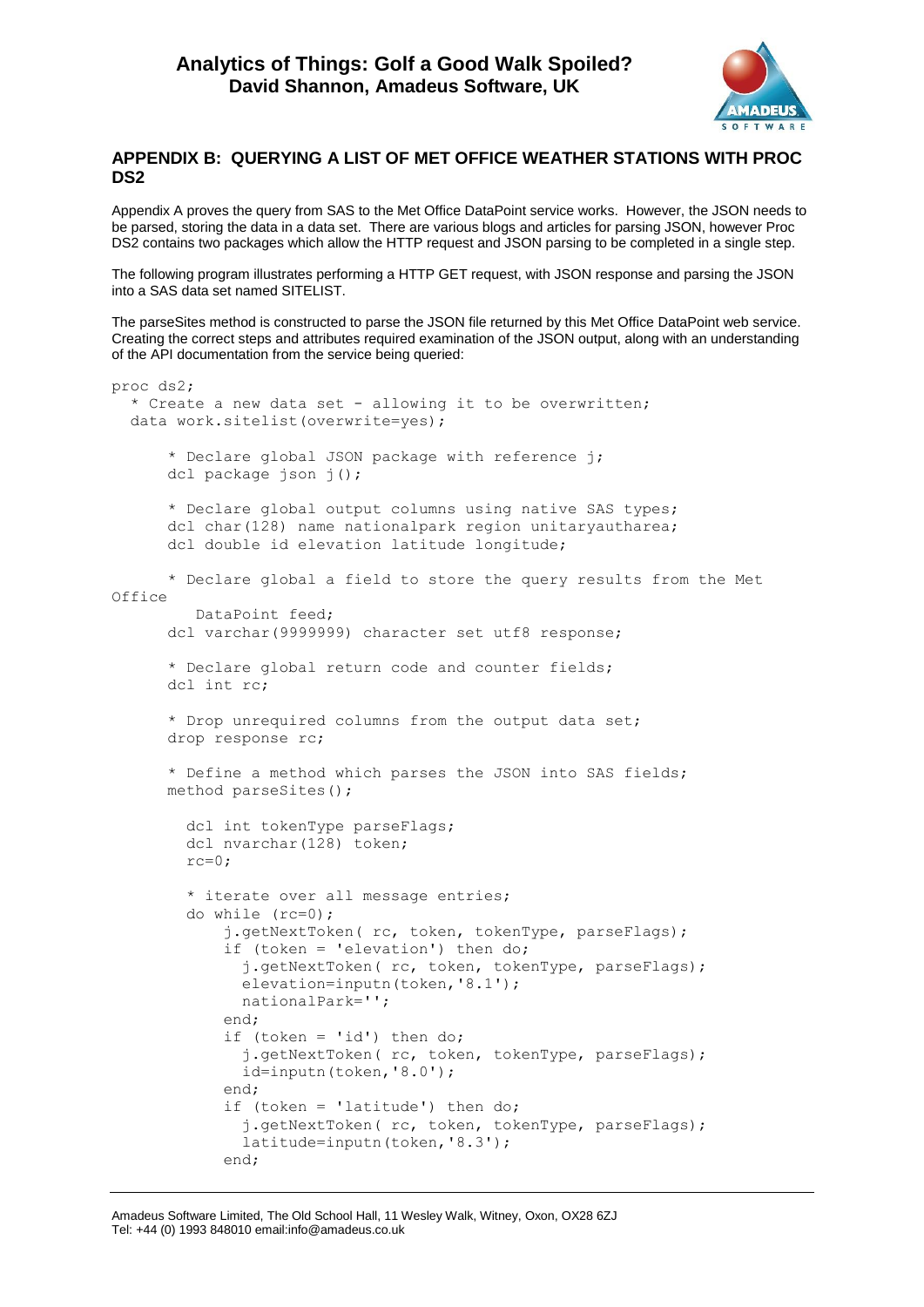## APPENDIX B: QUERYING A LIST OF MET OFFICE WEATHER STATIONS WITH PROC DS2

Appendix A proves the query from SAS to the Met Office DataPoint service works. However, the JSON needs to be parsed, storing the data in a data set. There are various blogs and articles for parsing JSON, however Proc DS2 contains two packages which allow the HTTP request and JSON parsing to be completed in a single step.

The following program illustrates performing a HTTP GET request, with JSON response and parsing the JSON into a SAS data set named SITELIST.

The parseSites method is constructed to parse the JSON file returned by this Met Office DataPoint web service. Creating the correct steps and attributes required examination of the JSON output, along with an understanding of the API documentation from the service being queried:

```
proc ds2;
  * Create a new data set - allowing it to be overwritten;
  data work.sitelist(overwrite=yes);

      * Declare global JSON package with reference j;
      dcl package json j();

      * Declare global output columns using native SAS types;
      dcl char(128) name nationalpark region unitaryautharea;
      dcl double id elevation latitude longitude;

      * Declare global a field to store the query results from the Met 
Office
          DataPoint feed;
      dcl varchar(9999999) character set utf8 response;

      * Declare global return code and counter fields;
      dcl int rc;

      * Drop unrequired columns from the output data set;
      drop response rc;

      * Define a method which parses the JSON into SAS fields;
      method parseSites();

        dcl int tokenType parseFlags;
        dcl nvarchar(128) token;
        rc=0;

        * iterate over all message entries;
        do while (rc=0);
            j.getNextToken( rc, token, tokenType, parseFlags);
            if (token = 'elevation') then do;
              j.getNextToken( rc, token, tokenType, parseFlags);
              elevation=inputn(token,'8.1');
              nationalPark='';
            end;
            if (token = 'id') then do;
              j.getNextToken( rc, token, tokenType, parseFlags);
              id=inputn(token,'8.0');
            end;
            if (token = 'latitude') then do;
              j.getNextToken( rc, token, tokenType, parseFlags);
              latitude=inputn(token,'8.3');
            end;
```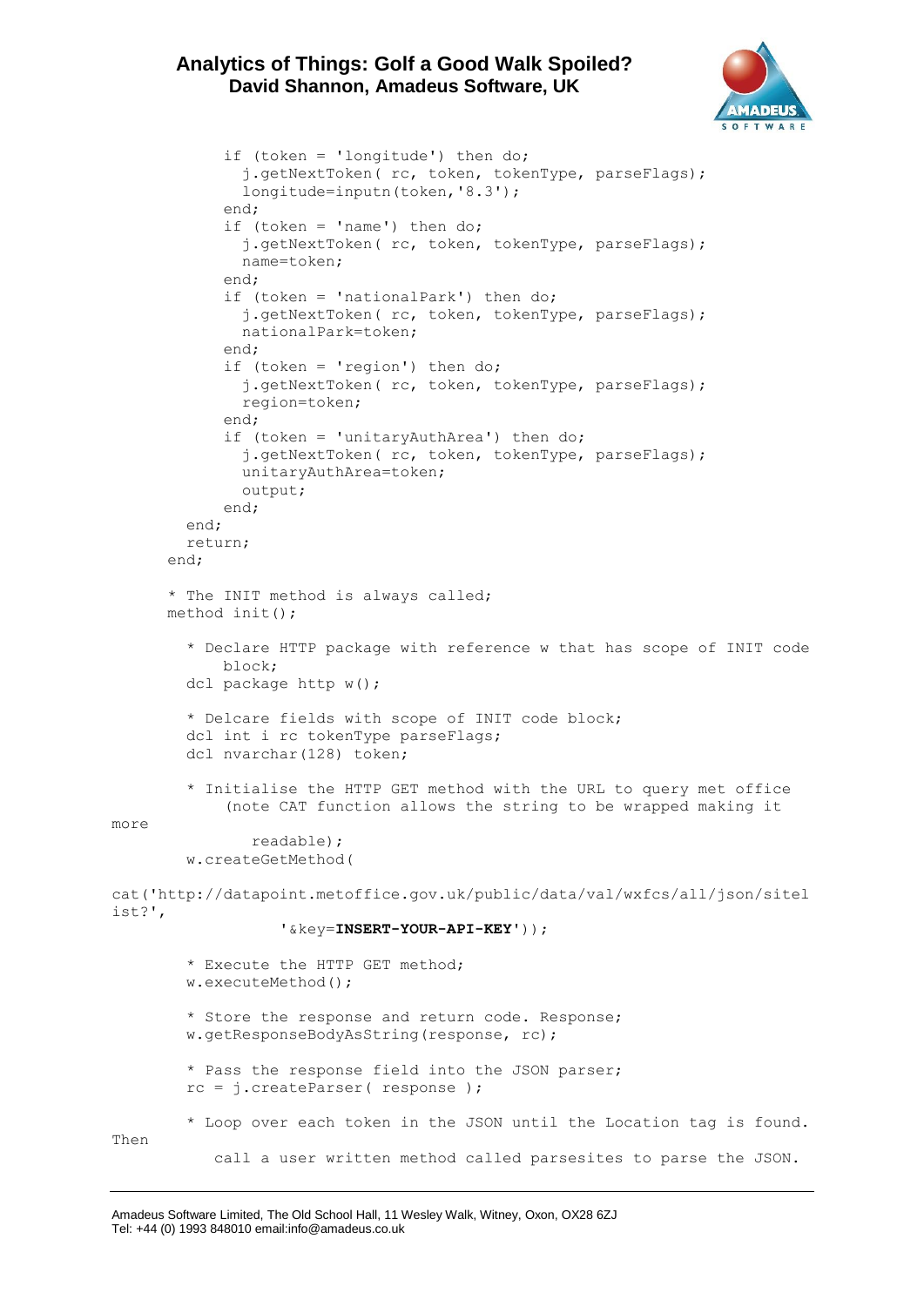```
            if (token = 'longitude') then do;
              j.getNextToken( rc, token, tokenType, parseFlags);
              longitude=inputn(token,'8.3');
            end;
            if (token = 'name') then do;
              j.getNextToken( rc, token, tokenType, parseFlags);
              name=token;
            end;
            if (token = 'nationalPark') then do;
              j.getNextToken( rc, token, tokenType, parseFlags);
              nationalPark=token;
            end;
            if (token = 'region') then do;
              j.getNextToken( rc, token, tokenType, parseFlags);
              region=token;
            end;
            if (token = 'unitaryAuthArea') then do;
              j.getNextToken( rc, token, tokenType, parseFlags);
              unitaryAuthArea=token;
              output;
            end;
        end;
        return;
      end;

      * The INIT method is always called;
      method init();

        * Declare HTTP package with reference w that has scope of INIT code
            block;
        dcl package http w();

        * Delcare fields with scope of INIT code block;
        dcl int i rc tokenType parseFlags;
        dcl nvarchar(128) token;

        * Initialise the HTTP GET method with the URL to query met office
            (note CAT function allows the string to be wrapped making it
more
               readable);
        w.createGetMethod(
cat('http://datapoint.metoffice.gov.uk/public/data/val/wxfcs/all/json/sitel
ist?',
                  '&key=INSERT-YOUR-API-KEY'));

        * Execute the HTTP GET method;
        w.executeMethod();

        * Store the response and return code. Response;
        w.getResponseBodyAsString(response, rc);

        * Pass the response field into the JSON parser;
        rc = j.createParser( response );

        * Loop over each token in the JSON until the Location tag is found.
Then
           call a user written method called parsesites to parse the JSON.
```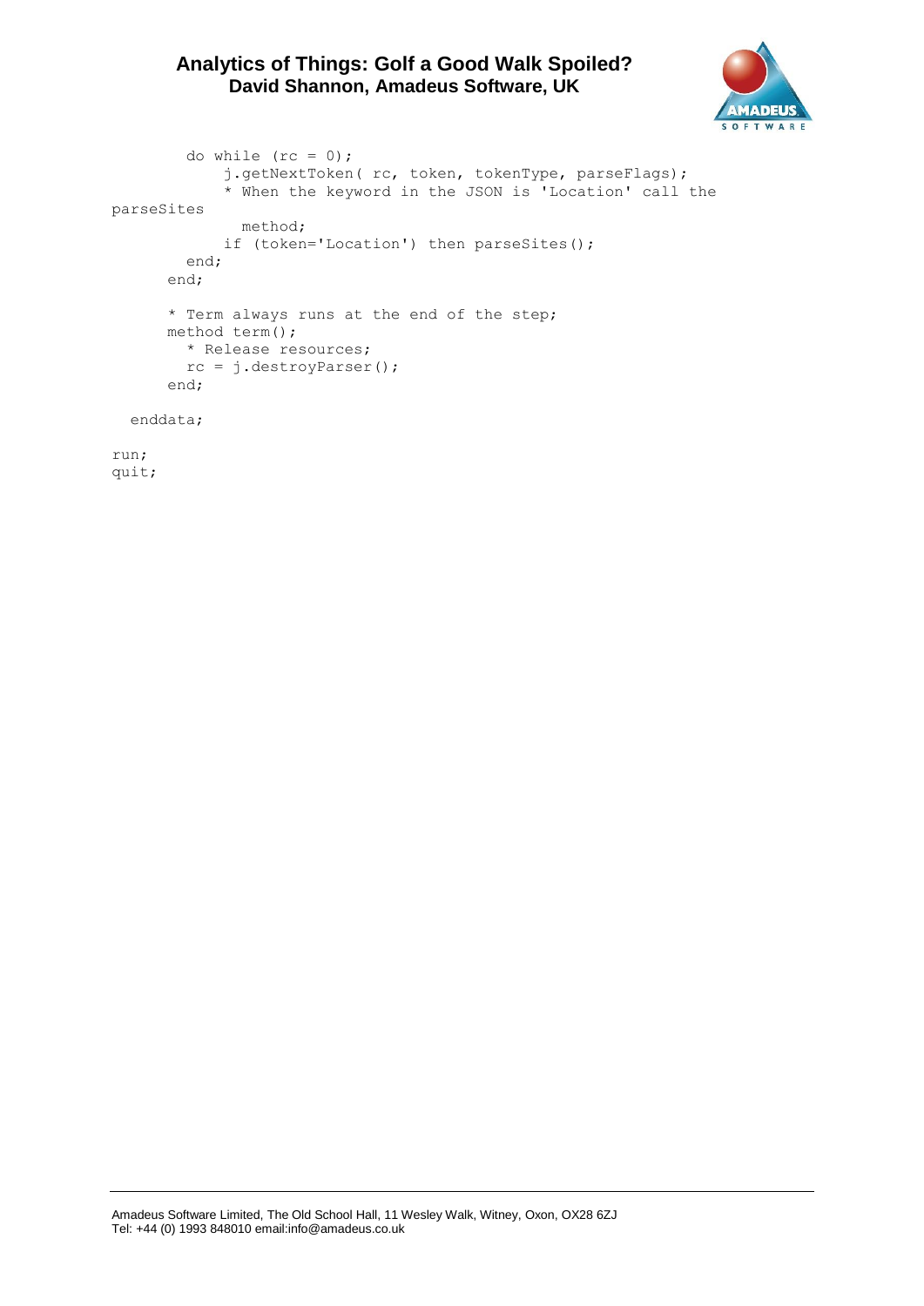```
        do while (rc = 0);
            j.getNextToken( rc, token, tokenType, parseFlags);
            * When the keyword in the JSON is 'Location' call the
parseSites
              method;
            if (token='Location') then parseSites();
        end;
      end;

      * Term always runs at the end of the step;
      method term();
        * Release resources;
        rc = j.destroyParser();
      end;

  enddata;

run;
quit;
```